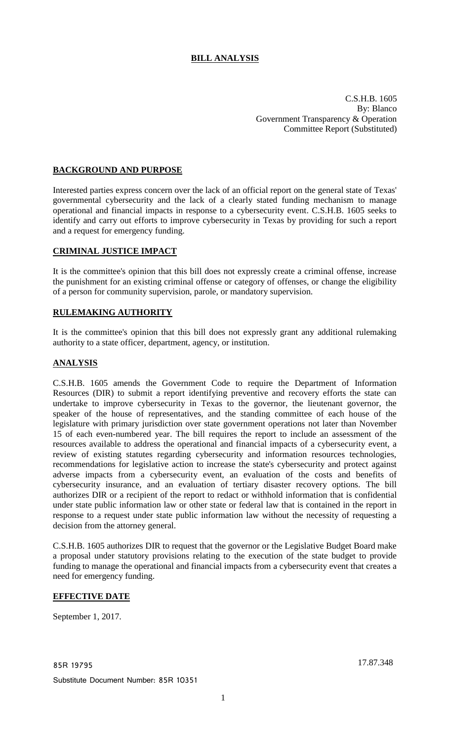# BILL ANALYSIS

C.S.H.B. 1605
By: Blanco
Government Transparency & Operation
Committee Report (Substituted)

## BACKGROUND AND PURPOSE

Interested parties express concern over the lack of an official report on the general state of Texas' governmental cybersecurity and the lack of a clearly stated funding mechanism to manage operational and financial impacts in response to a cybersecurity event. C.S.H.B. 1605 seeks to identify and carry out efforts to improve cybersecurity in Texas by providing for such a report and a request for emergency funding.

## CRIMINAL JUSTICE IMPACT

It is the committee's opinion that this bill does not expressly create a criminal offense, increase the punishment for an existing criminal offense or category of offenses, or change the eligibility of a person for community supervision, parole, or mandatory supervision.

## RULEMAKING AUTHORITY

It is the committee's opinion that this bill does not expressly grant any additional rulemaking authority to a state officer, department, agency, or institution.

## ANALYSIS

C.S.H.B. 1605 amends the Government Code to require the Department of Information Resources (DIR) to submit a report identifying preventive and recovery efforts the state can undertake to improve cybersecurity in Texas to the governor, the lieutenant governor, the speaker of the house of representatives, and the standing committee of each house of the legislature with primary jurisdiction over state government operations not later than November 15 of each even-numbered year. The bill requires the report to include an assessment of the resources available to address the operational and financial impacts of a cybersecurity event, a review of existing statutes regarding cybersecurity and information resources technologies, recommendations for legislative action to increase the state's cybersecurity and protect against adverse impacts from a cybersecurity event, an evaluation of the costs and benefits of cybersecurity insurance, and an evaluation of tertiary disaster recovery options. The bill authorizes DIR or a recipient of the report to redact or withhold information that is confidential under state public information law or other state or federal law that is contained in the report in response to a request under state public information law without the necessity of requesting a decision from the attorney general.

C.S.H.B. 1605 authorizes DIR to request that the governor or the Legislative Budget Board make a proposal under statutory provisions relating to the execution of the state budget to provide funding to manage the operational and financial impacts from a cybersecurity event that creates a need for emergency funding.

## EFFECTIVE DATE

September 1, 2017.

85R 19795

17.87.348

Substitute Document Number: 85R 10351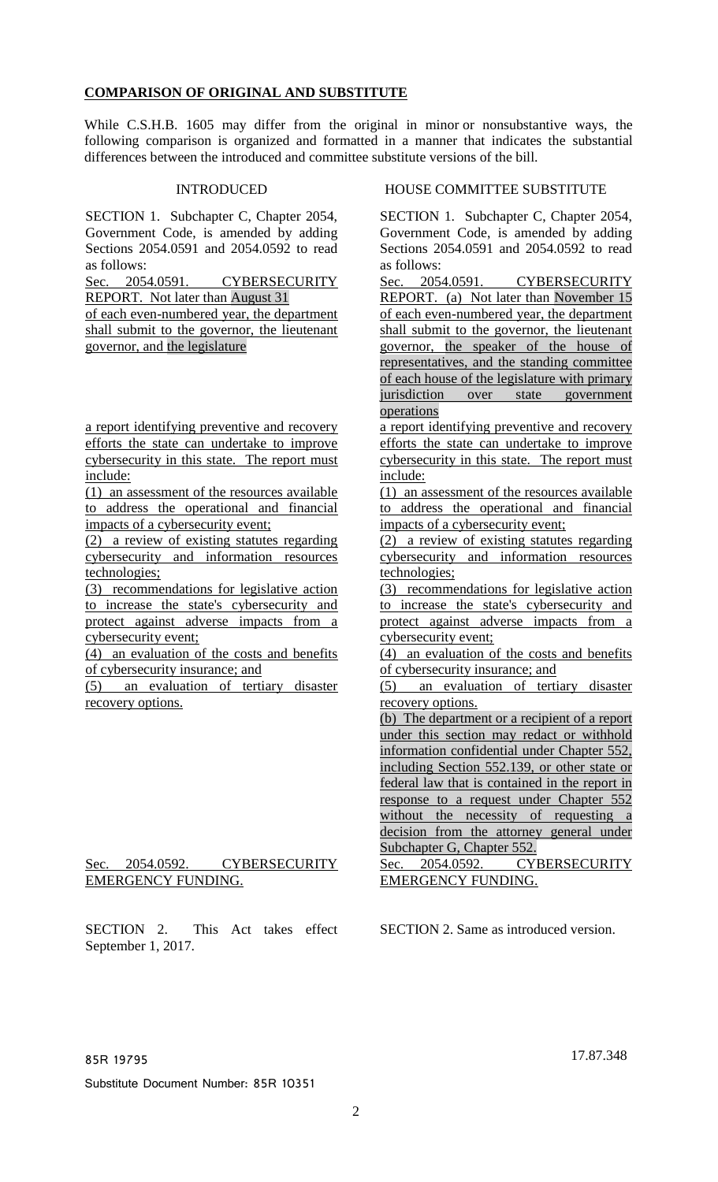**COMPARISON OF ORIGINAL AND SUBSTITUTE**

While C.S.H.B. 1605 may differ from the original in minor or nonsubstantive ways, the following comparison is organized and formatted in a manner that indicates the substantial differences between the introduced and committee substitute versions of the bill.

| INTRODUCED | HOUSE COMMITTEE SUBSTITUTE |
| --- | --- |
| SECTION 1. Subchapter C, Chapter 2054, Government Code, is amended by adding Sections 2054.0591 and 2054.0592 to read as follows: | SECTION 1. Subchapter C, Chapter 2054, Government Code, is amended by adding Sections 2054.0591 and 2054.0592 to read as follows: |
| Sec. 2054.0591. CYBERSECURITY REPORT. Not later than August 31 of each even-numbered year, the department shall submit to the governor, the lieutenant governor, and the legislature | Sec. 2054.0591. CYBERSECURITY REPORT. (a) Not later than November 15 of each even-numbered year, the department shall submit to the governor, the lieutenant governor, the speaker of the house of representatives, and the standing committee of each house of the legislature with primary jurisdiction over state government operations |
| a report identifying preventive and recovery efforts the state can undertake to improve cybersecurity in this state. The report must include: | a report identifying preventive and recovery efforts the state can undertake to improve cybersecurity in this state. The report must include: |
| (1) an assessment of the resources available to address the operational and financial impacts of a cybersecurity event; | (1) an assessment of the resources available to address the operational and financial impacts of a cybersecurity event; |
| (2) a review of existing statutes regarding cybersecurity and information resources technologies; | (2) a review of existing statutes regarding cybersecurity and information resources technologies; |
| (3) recommendations for legislative action to increase the state's cybersecurity and protect against adverse impacts from a cybersecurity event; | (3) recommendations for legislative action to increase the state's cybersecurity and protect against adverse impacts from a cybersecurity event; |
| (4) an evaluation of the costs and benefits of cybersecurity insurance; and | (4) an evaluation of the costs and benefits of cybersecurity insurance; and |
| (5) an evaluation of tertiary disaster recovery options. | (5) an evaluation of tertiary disaster recovery options. |
| | (b) The department or a recipient of a report under this section may redact or withhold information confidential under Chapter 552, including Section 552.139, or other state or federal law that is contained in the report in response to a request under Chapter 552 without the necessity of requesting a decision from the attorney general under Subchapter G, Chapter 552. |
| Sec. 2054.0592. CYBERSECURITY EMERGENCY FUNDING. | Sec. 2054.0592. CYBERSECURITY EMERGENCY FUNDING. |
| SECTION 2. This Act takes effect September 1, 2017. | SECTION 2. Same as introduced version. |

85R 19795

17.87.348

Substitute Document Number: 85R 10351